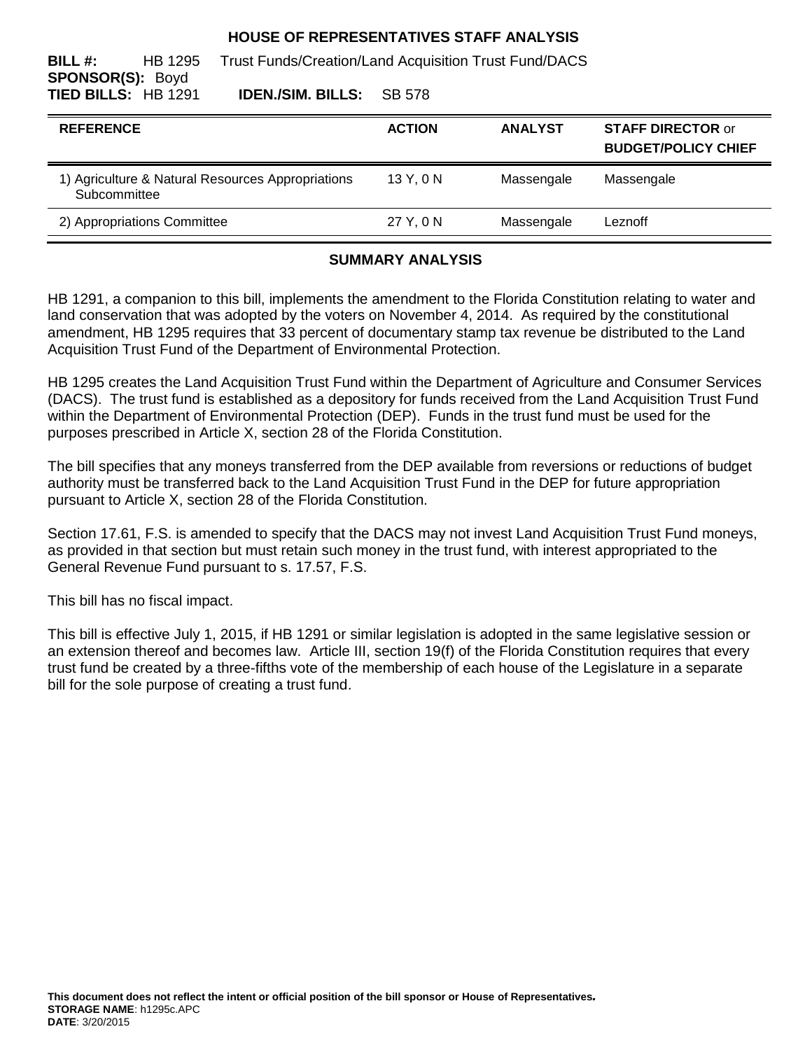# HOUSE OF REPRESENTATIVES STAFF ANALYSIS

**BILL #:** HB 1295 Trust Funds/Creation/Land Acquisition Trust Fund/DACS
**SPONSOR(S):** Boyd
**TIED BILLS:** HB 1291 **IDEN./SIM. BILLS:** SB 578

| REFERENCE | ACTION | ANALYST | STAFF DIRECTOR or BUDGET/POLICY CHIEF |
|---|---|---|---|
| 1) Agriculture & Natural Resources Appropriations Subcommittee | 13 Y, 0 N | Massengale | Massengale |
| 2) Appropriations Committee | 27 Y, 0 N | Massengale | Leznoff |

## SUMMARY ANALYSIS

HB 1291, a companion to this bill, implements the amendment to the Florida Constitution relating to water and land conservation that was adopted by the voters on November 4, 2014. As required by the constitutional amendment, HB 1295 requires that 33 percent of documentary stamp tax revenue be distributed to the Land Acquisition Trust Fund of the Department of Environmental Protection.

HB 1295 creates the Land Acquisition Trust Fund within the Department of Agriculture and Consumer Services (DACS). The trust fund is established as a depository for funds received from the Land Acquisition Trust Fund within the Department of Environmental Protection (DEP). Funds in the trust fund must be used for the purposes prescribed in Article X, section 28 of the Florida Constitution.

The bill specifies that any moneys transferred from the DEP available from reversions or reductions of budget authority must be transferred back to the Land Acquisition Trust Fund in the DEP for future appropriation pursuant to Article X, section 28 of the Florida Constitution.

Section 17.61, F.S. is amended to specify that the DACS may not invest Land Acquisition Trust Fund moneys, as provided in that section but must retain such money in the trust fund, with interest appropriated to the General Revenue Fund pursuant to s. 17.57, F.S.

This bill has no fiscal impact.

This bill is effective July 1, 2015, if HB 1291 or similar legislation is adopted in the same legislative session or an extension thereof and becomes law. Article III, section 19(f) of the Florida Constitution requires that every trust fund be created by a three-fifths vote of the membership of each house of the Legislature in a separate bill for the sole purpose of creating a trust fund.

**This document does not reflect the intent or official position of the bill sponsor or House of Representatives.**
**STORAGE NAME**: h1295c.APC
**DATE**: 3/20/2015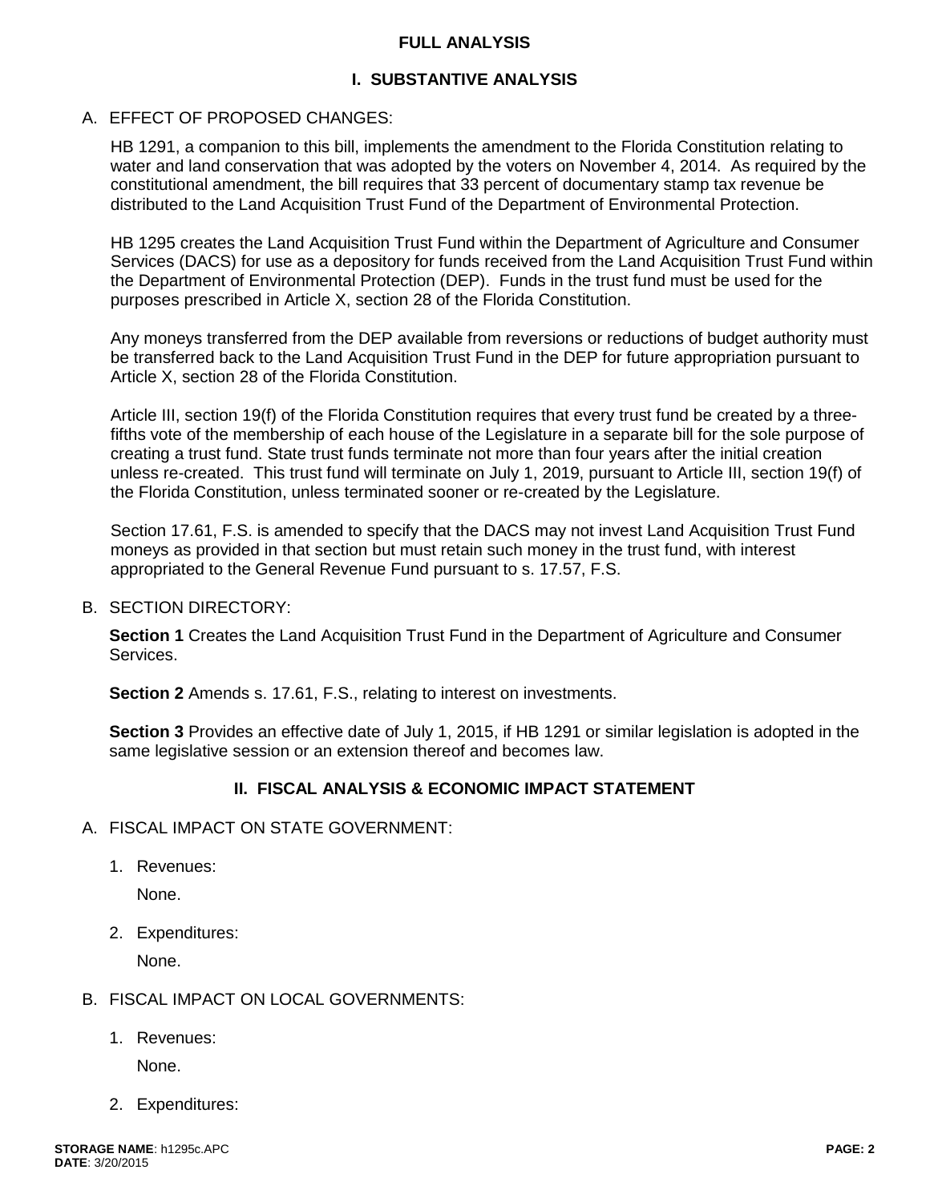## FULL ANALYSIS

### I. SUBSTANTIVE ANALYSIS

A. EFFECT OF PROPOSED CHANGES:

HB 1291, a companion to this bill, implements the amendment to the Florida Constitution relating to water and land conservation that was adopted by the voters on November 4, 2014. As required by the constitutional amendment, the bill requires that 33 percent of documentary stamp tax revenue be distributed to the Land Acquisition Trust Fund of the Department of Environmental Protection.

HB 1295 creates the Land Acquisition Trust Fund within the Department of Agriculture and Consumer Services (DACS) for use as a depository for funds received from the Land Acquisition Trust Fund within the Department of Environmental Protection (DEP). Funds in the trust fund must be used for the purposes prescribed in Article X, section 28 of the Florida Constitution.

Any moneys transferred from the DEP available from reversions or reductions of budget authority must be transferred back to the Land Acquisition Trust Fund in the DEP for future appropriation pursuant to Article X, section 28 of the Florida Constitution.

Article III, section 19(f) of the Florida Constitution requires that every trust fund be created by a three-fifths vote of the membership of each house of the Legislature in a separate bill for the sole purpose of creating a trust fund. State trust funds terminate not more than four years after the initial creation unless re-created. This trust fund will terminate on July 1, 2019, pursuant to Article III, section 19(f) of the Florida Constitution, unless terminated sooner or re-created by the Legislature.

Section 17.61, F.S. is amended to specify that the DACS may not invest Land Acquisition Trust Fund moneys as provided in that section but must retain such money in the trust fund, with interest appropriated to the General Revenue Fund pursuant to s. 17.57, F.S.

B. SECTION DIRECTORY:

**Section 1** Creates the Land Acquisition Trust Fund in the Department of Agriculture and Consumer Services.

**Section 2** Amends s. 17.61, F.S., relating to interest on investments.

**Section 3** Provides an effective date of July 1, 2015, if HB 1291 or similar legislation is adopted in the same legislative session or an extension thereof and becomes law.

### II. FISCAL ANALYSIS & ECONOMIC IMPACT STATEMENT

A. FISCAL IMPACT ON STATE GOVERNMENT:

1. Revenues:

   None.

2. Expenditures:

   None.

B. FISCAL IMPACT ON LOCAL GOVERNMENTS:

1. Revenues:

   None.

2. Expenditures: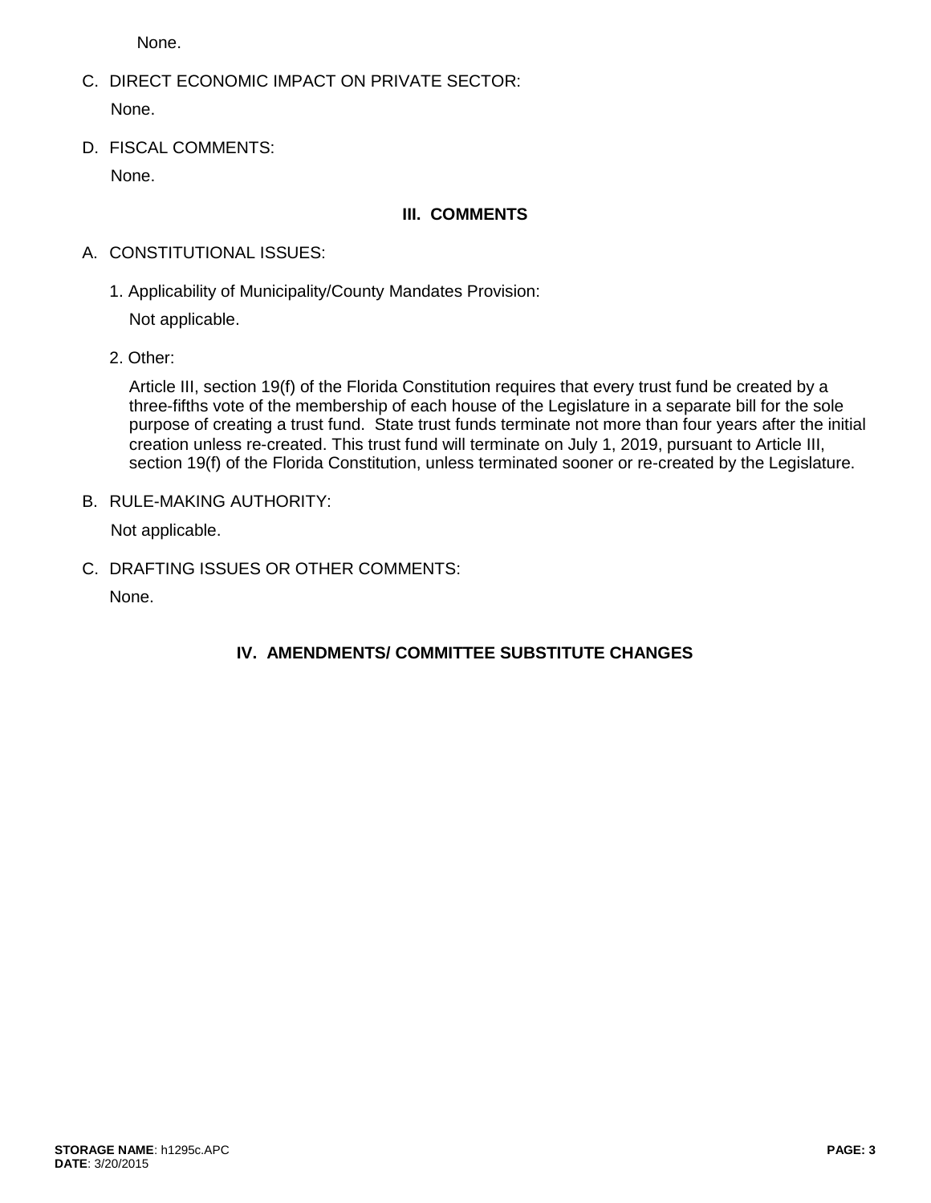None.

C. DIRECT ECONOMIC IMPACT ON PRIVATE SECTOR:

None.

D. FISCAL COMMENTS:

None.

## III. COMMENTS

A. CONSTITUTIONAL ISSUES:

1. Applicability of Municipality/County Mandates Provision:

Not applicable.

2. Other:

Article III, section 19(f) of the Florida Constitution requires that every trust fund be created by a three-fifths vote of the membership of each house of the Legislature in a separate bill for the sole purpose of creating a trust fund. State trust funds terminate not more than four years after the initial creation unless re-created. This trust fund will terminate on July 1, 2019, pursuant to Article III, section 19(f) of the Florida Constitution, unless terminated sooner or re-created by the Legislature.

B. RULE-MAKING AUTHORITY:

Not applicable.

C. DRAFTING ISSUES OR OTHER COMMENTS:

None.

## IV. AMENDMENTS/ COMMITTEE SUBSTITUTE CHANGES